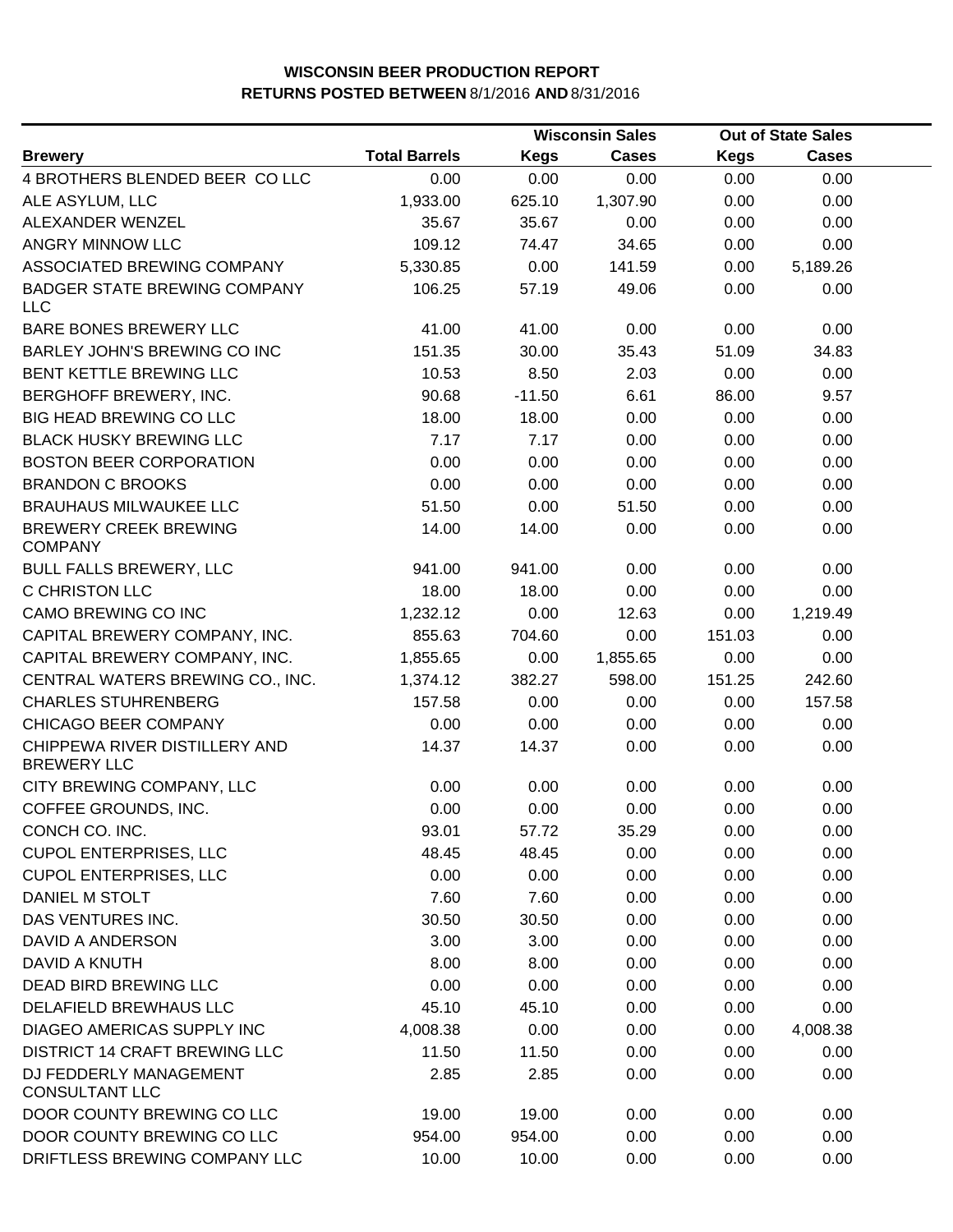**WISCONSIN BEER PRODUCTION REPORT**
**RETURNS POSTED BETWEEN 8/1/2016 AND 8/31/2016**

| Brewery | Total Barrels | Wisconsin Sales Kegs | Wisconsin Sales Cases | Out of State Sales Kegs | Out of State Sales Cases |
|---|---|---|---|---|---|
| 4 BROTHERS BLENDED BEER CO LLC | 0.00 | 0.00 | 0.00 | 0.00 | 0.00 |
| ALE ASYLUM, LLC | 1,933.00 | 625.10 | 1,307.90 | 0.00 | 0.00 |
| ALEXANDER WENZEL | 35.67 | 35.67 | 0.00 | 0.00 | 0.00 |
| ANGRY MINNOW LLC | 109.12 | 74.47 | 34.65 | 0.00 | 0.00 |
| ASSOCIATED BREWING COMPANY | 5,330.85 | 0.00 | 141.59 | 0.00 | 5,189.26 |
| BADGER STATE BREWING COMPANY LLC | 106.25 | 57.19 | 49.06 | 0.00 | 0.00 |
| BARE BONES BREWERY LLC | 41.00 | 41.00 | 0.00 | 0.00 | 0.00 |
| BARLEY JOHN'S BREWING CO INC | 151.35 | 30.00 | 35.43 | 51.09 | 34.83 |
| BENT KETTLE BREWING LLC | 10.53 | 8.50 | 2.03 | 0.00 | 0.00 |
| BERGHOFF BREWERY, INC. | 90.68 | -11.50 | 6.61 | 86.00 | 9.57 |
| BIG HEAD BREWING CO LLC | 18.00 | 18.00 | 0.00 | 0.00 | 0.00 |
| BLACK HUSKY BREWING LLC | 7.17 | 7.17 | 0.00 | 0.00 | 0.00 |
| BOSTON BEER CORPORATION | 0.00 | 0.00 | 0.00 | 0.00 | 0.00 |
| BRANDON C BROOKS | 0.00 | 0.00 | 0.00 | 0.00 | 0.00 |
| BRAUHAUS MILWAUKEE LLC | 51.50 | 0.00 | 51.50 | 0.00 | 0.00 |
| BREWERY CREEK BREWING COMPANY | 14.00 | 14.00 | 0.00 | 0.00 | 0.00 |
| BULL FALLS BREWERY, LLC | 941.00 | 941.00 | 0.00 | 0.00 | 0.00 |
| C CHRISTON LLC | 18.00 | 18.00 | 0.00 | 0.00 | 0.00 |
| CAMO BREWING CO INC | 1,232.12 | 0.00 | 12.63 | 0.00 | 1,219.49 |
| CAPITAL BREWERY COMPANY, INC. | 855.63 | 704.60 | 0.00 | 151.03 | 0.00 |
| CAPITAL BREWERY COMPANY, INC. | 1,855.65 | 0.00 | 1,855.65 | 0.00 | 0.00 |
| CENTRAL WATERS BREWING CO., INC. | 1,374.12 | 382.27 | 598.00 | 151.25 | 242.60 |
| CHARLES STUHRENBERG | 157.58 | 0.00 | 0.00 | 0.00 | 157.58 |
| CHICAGO BEER COMPANY | 0.00 | 0.00 | 0.00 | 0.00 | 0.00 |
| CHIPPEWA RIVER DISTILLERY AND BREWERY LLC | 14.37 | 14.37 | 0.00 | 0.00 | 0.00 |
| CITY BREWING COMPANY, LLC | 0.00 | 0.00 | 0.00 | 0.00 | 0.00 |
| COFFEE GROUNDS, INC. | 0.00 | 0.00 | 0.00 | 0.00 | 0.00 |
| CONCH CO. INC. | 93.01 | 57.72 | 35.29 | 0.00 | 0.00 |
| CUPOL ENTERPRISES, LLC | 48.45 | 48.45 | 0.00 | 0.00 | 0.00 |
| CUPOL ENTERPRISES, LLC | 0.00 | 0.00 | 0.00 | 0.00 | 0.00 |
| DANIEL M STOLT | 7.60 | 7.60 | 0.00 | 0.00 | 0.00 |
| DAS VENTURES INC. | 30.50 | 30.50 | 0.00 | 0.00 | 0.00 |
| DAVID A ANDERSON | 3.00 | 3.00 | 0.00 | 0.00 | 0.00 |
| DAVID A KNUTH | 8.00 | 8.00 | 0.00 | 0.00 | 0.00 |
| DEAD BIRD BREWING LLC | 0.00 | 0.00 | 0.00 | 0.00 | 0.00 |
| DELAFIELD BREWHAUS LLC | 45.10 | 45.10 | 0.00 | 0.00 | 0.00 |
| DIAGEO AMERICAS SUPPLY INC | 4,008.38 | 0.00 | 0.00 | 0.00 | 4,008.38 |
| DISTRICT 14 CRAFT BREWING LLC | 11.50 | 11.50 | 0.00 | 0.00 | 0.00 |
| DJ FEDDERLY MANAGEMENT CONSULTANT LLC | 2.85 | 2.85 | 0.00 | 0.00 | 0.00 |
| DOOR COUNTY BREWING CO LLC | 19.00 | 19.00 | 0.00 | 0.00 | 0.00 |
| DOOR COUNTY BREWING CO LLC | 954.00 | 954.00 | 0.00 | 0.00 | 0.00 |
| DRIFTLESS BREWING COMPANY LLC | 10.00 | 10.00 | 0.00 | 0.00 | 0.00 |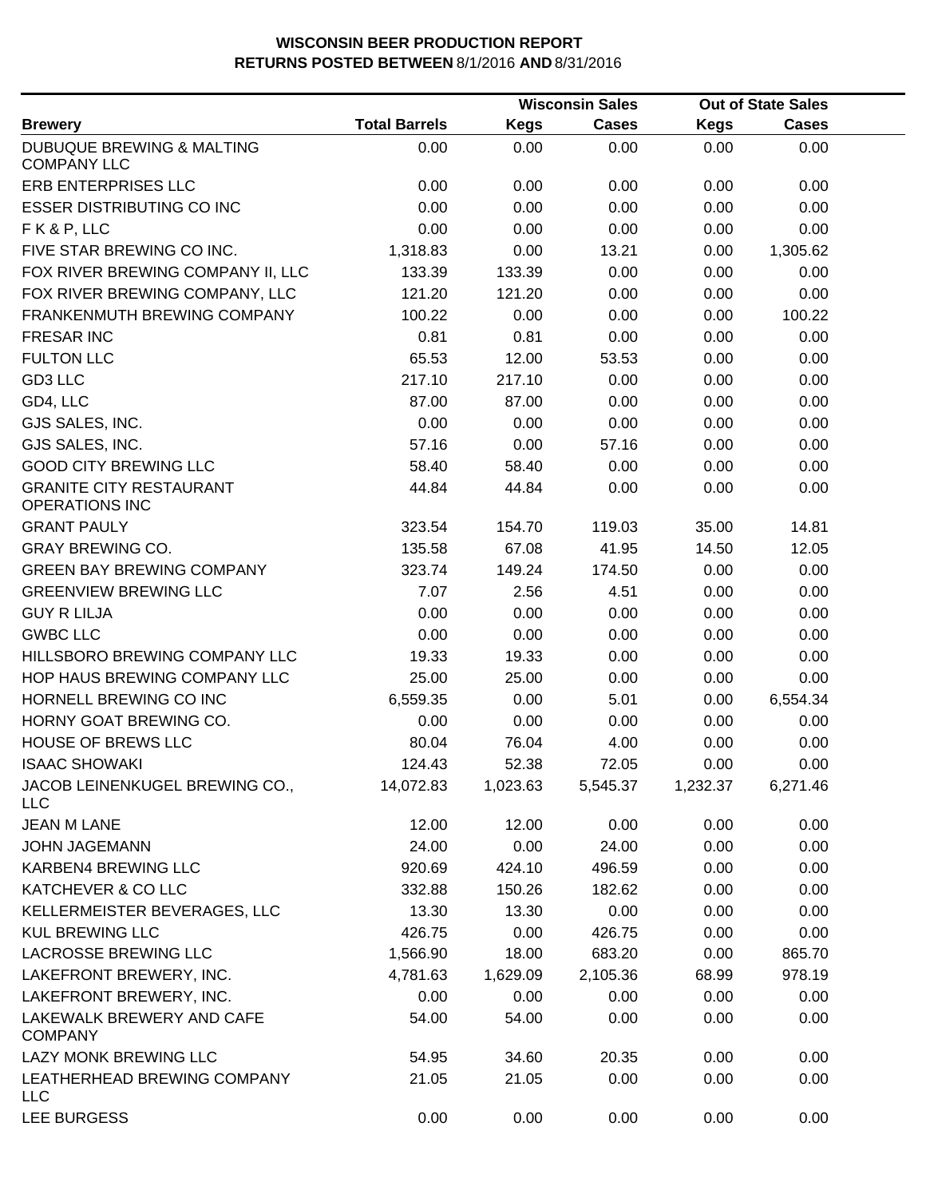**WISCONSIN BEER PRODUCTION REPORT**
**RETURNS POSTED BETWEEN** 8/1/2016 **AND** 8/31/2016

| Brewery | Total Barrels | Wisconsin Sales | | Out of State Sales | |
|---|---|---|---|---|---|
| | | Kegs | Cases | Kegs | Cases |
| DUBUQUE BREWING & MALTING COMPANY LLC | 0.00 | 0.00 | 0.00 | 0.00 | 0.00 |
| ERB ENTERPRISES LLC | 0.00 | 0.00 | 0.00 | 0.00 | 0.00 |
| ESSER DISTRIBUTING CO INC | 0.00 | 0.00 | 0.00 | 0.00 | 0.00 |
| F K & P, LLC | 0.00 | 0.00 | 0.00 | 0.00 | 0.00 |
| FIVE STAR BREWING CO INC. | 1,318.83 | 0.00 | 13.21 | 0.00 | 1,305.62 |
| FOX RIVER BREWING COMPANY II, LLC | 133.39 | 133.39 | 0.00 | 0.00 | 0.00 |
| FOX RIVER BREWING COMPANY, LLC | 121.20 | 121.20 | 0.00 | 0.00 | 0.00 |
| FRANKENMUTH BREWING COMPANY | 100.22 | 0.00 | 0.00 | 0.00 | 100.22 |
| FRESAR INC | 0.81 | 0.81 | 0.00 | 0.00 | 0.00 |
| FULTON LLC | 65.53 | 12.00 | 53.53 | 0.00 | 0.00 |
| GD3 LLC | 217.10 | 217.10 | 0.00 | 0.00 | 0.00 |
| GD4, LLC | 87.00 | 87.00 | 0.00 | 0.00 | 0.00 |
| GJS SALES, INC. | 0.00 | 0.00 | 0.00 | 0.00 | 0.00 |
| GJS SALES, INC. | 57.16 | 0.00 | 57.16 | 0.00 | 0.00 |
| GOOD CITY BREWING LLC | 58.40 | 58.40 | 0.00 | 0.00 | 0.00 |
| GRANITE CITY RESTAURANT OPERATIONS INC | 44.84 | 44.84 | 0.00 | 0.00 | 0.00 |
| GRANT PAULY | 323.54 | 154.70 | 119.03 | 35.00 | 14.81 |
| GRAY BREWING CO. | 135.58 | 67.08 | 41.95 | 14.50 | 12.05 |
| GREEN BAY BREWING COMPANY | 323.74 | 149.24 | 174.50 | 0.00 | 0.00 |
| GREENVIEW BREWING LLC | 7.07 | 2.56 | 4.51 | 0.00 | 0.00 |
| GUY R LILJA | 0.00 | 0.00 | 0.00 | 0.00 | 0.00 |
| GWBC LLC | 0.00 | 0.00 | 0.00 | 0.00 | 0.00 |
| HILLSBORO BREWING COMPANY LLC | 19.33 | 19.33 | 0.00 | 0.00 | 0.00 |
| HOP HAUS BREWING COMPANY LLC | 25.00 | 25.00 | 0.00 | 0.00 | 0.00 |
| HORNELL BREWING CO INC | 6,559.35 | 0.00 | 5.01 | 0.00 | 6,554.34 |
| HORNY GOAT BREWING CO. | 0.00 | 0.00 | 0.00 | 0.00 | 0.00 |
| HOUSE OF BREWS LLC | 80.04 | 76.04 | 4.00 | 0.00 | 0.00 |
| ISAAC SHOWAKI | 124.43 | 52.38 | 72.05 | 0.00 | 0.00 |
| JACOB LEINENKUGEL BREWING CO., LLC | 14,072.83 | 1,023.63 | 5,545.37 | 1,232.37 | 6,271.46 |
| JEAN M LANE | 12.00 | 12.00 | 0.00 | 0.00 | 0.00 |
| JOHN JAGEMANN | 24.00 | 0.00 | 24.00 | 0.00 | 0.00 |
| KARBEN4 BREWING LLC | 920.69 | 424.10 | 496.59 | 0.00 | 0.00 |
| KATCHEVER & CO LLC | 332.88 | 150.26 | 182.62 | 0.00 | 0.00 |
| KELLERMEISTER BEVERAGES, LLC | 13.30 | 13.30 | 0.00 | 0.00 | 0.00 |
| KUL BREWING LLC | 426.75 | 0.00 | 426.75 | 0.00 | 0.00 |
| LACROSSE BREWING LLC | 1,566.90 | 18.00 | 683.20 | 0.00 | 865.70 |
| LAKEFRONT BREWERY, INC. | 4,781.63 | 1,629.09 | 2,105.36 | 68.99 | 978.19 |
| LAKEFRONT BREWERY, INC. | 0.00 | 0.00 | 0.00 | 0.00 | 0.00 |
| LAKEWALK BREWERY AND CAFE COMPANY | 54.00 | 54.00 | 0.00 | 0.00 | 0.00 |
| LAZY MONK BREWING LLC | 54.95 | 34.60 | 20.35 | 0.00 | 0.00 |
| LEATHERHEAD BREWING COMPANY LLC | 21.05 | 21.05 | 0.00 | 0.00 | 0.00 |
| LEE BURGESS | 0.00 | 0.00 | 0.00 | 0.00 | 0.00 |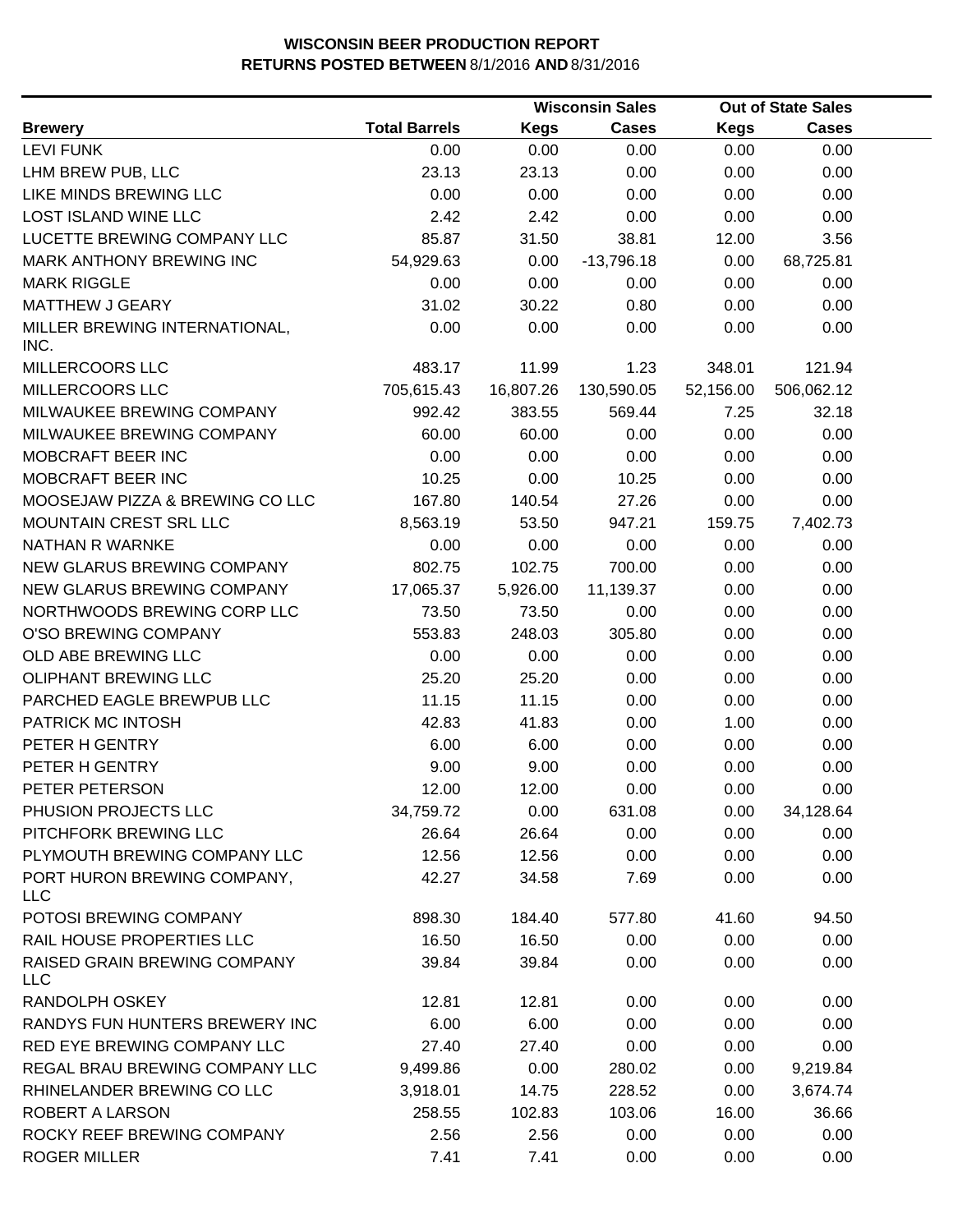**WISCONSIN BEER PRODUCTION REPORT**
**RETURNS POSTED BETWEEN** 8/1/2016 **AND** 8/31/2016

| | | Wisconsin Sales | | Out of State Sales | |
|---|---|---|---|---|---|
| **Brewery** | **Total Barrels** | **Kegs** | **Cases** | **Kegs** | **Cases** |
| LEVI FUNK | 0.00 | 0.00 | 0.00 | 0.00 | 0.00 |
| LHM BREW PUB, LLC | 23.13 | 23.13 | 0.00 | 0.00 | 0.00 |
| LIKE MINDS BREWING LLC | 0.00 | 0.00 | 0.00 | 0.00 | 0.00 |
| LOST ISLAND WINE LLC | 2.42 | 2.42 | 0.00 | 0.00 | 0.00 |
| LUCETTE BREWING COMPANY LLC | 85.87 | 31.50 | 38.81 | 12.00 | 3.56 |
| MARK ANTHONY BREWING INC | 54,929.63 | 0.00 | -13,796.18 | 0.00 | 68,725.81 |
| MARK RIGGLE | 0.00 | 0.00 | 0.00 | 0.00 | 0.00 |
| MATTHEW J GEARY | 31.02 | 30.22 | 0.80 | 0.00 | 0.00 |
| MILLER BREWING INTERNATIONAL, INC. | 0.00 | 0.00 | 0.00 | 0.00 | 0.00 |
| MILLERCOORS LLC | 483.17 | 11.99 | 1.23 | 348.01 | 121.94 |
| MILLERCOORS LLC | 705,615.43 | 16,807.26 | 130,590.05 | 52,156.00 | 506,062.12 |
| MILWAUKEE BREWING COMPANY | 992.42 | 383.55 | 569.44 | 7.25 | 32.18 |
| MILWAUKEE BREWING COMPANY | 60.00 | 60.00 | 0.00 | 0.00 | 0.00 |
| MOBCRAFT BEER INC | 0.00 | 0.00 | 0.00 | 0.00 | 0.00 |
| MOBCRAFT BEER INC | 10.25 | 0.00 | 10.25 | 0.00 | 0.00 |
| MOOSEJAW PIZZA & BREWING CO LLC | 167.80 | 140.54 | 27.26 | 0.00 | 0.00 |
| MOUNTAIN CREST SRL LLC | 8,563.19 | 53.50 | 947.21 | 159.75 | 7,402.73 |
| NATHAN R WARNKE | 0.00 | 0.00 | 0.00 | 0.00 | 0.00 |
| NEW GLARUS BREWING COMPANY | 802.75 | 102.75 | 700.00 | 0.00 | 0.00 |
| NEW GLARUS BREWING COMPANY | 17,065.37 | 5,926.00 | 11,139.37 | 0.00 | 0.00 |
| NORTHWOODS BREWING CORP LLC | 73.50 | 73.50 | 0.00 | 0.00 | 0.00 |
| O'SO BREWING COMPANY | 553.83 | 248.03 | 305.80 | 0.00 | 0.00 |
| OLD ABE BREWING LLC | 0.00 | 0.00 | 0.00 | 0.00 | 0.00 |
| OLIPHANT BREWING LLC | 25.20 | 25.20 | 0.00 | 0.00 | 0.00 |
| PARCHED EAGLE BREWPUB LLC | 11.15 | 11.15 | 0.00 | 0.00 | 0.00 |
| PATRICK MC INTOSH | 42.83 | 41.83 | 0.00 | 1.00 | 0.00 |
| PETER H GENTRY | 6.00 | 6.00 | 0.00 | 0.00 | 0.00 |
| PETER H GENTRY | 9.00 | 9.00 | 0.00 | 0.00 | 0.00 |
| PETER PETERSON | 12.00 | 12.00 | 0.00 | 0.00 | 0.00 |
| PHUSION PROJECTS LLC | 34,759.72 | 0.00 | 631.08 | 0.00 | 34,128.64 |
| PITCHFORK BREWING LLC | 26.64 | 26.64 | 0.00 | 0.00 | 0.00 |
| PLYMOUTH BREWING COMPANY LLC | 12.56 | 12.56 | 0.00 | 0.00 | 0.00 |
| PORT HURON BREWING COMPANY, LLC | 42.27 | 34.58 | 7.69 | 0.00 | 0.00 |
| POTOSI BREWING COMPANY | 898.30 | 184.40 | 577.80 | 41.60 | 94.50 |
| RAIL HOUSE PROPERTIES LLC | 16.50 | 16.50 | 0.00 | 0.00 | 0.00 |
| RAISED GRAIN BREWING COMPANY LLC | 39.84 | 39.84 | 0.00 | 0.00 | 0.00 |
| RANDOLPH OSKEY | 12.81 | 12.81 | 0.00 | 0.00 | 0.00 |
| RANDYS FUN HUNTERS BREWERY INC | 6.00 | 6.00 | 0.00 | 0.00 | 0.00 |
| RED EYE BREWING COMPANY LLC | 27.40 | 27.40 | 0.00 | 0.00 | 0.00 |
| REGAL BRAU BREWING COMPANY LLC | 9,499.86 | 0.00 | 280.02 | 0.00 | 9,219.84 |
| RHINELANDER BREWING CO LLC | 3,918.01 | 14.75 | 228.52 | 0.00 | 3,674.74 |
| ROBERT A LARSON | 258.55 | 102.83 | 103.06 | 16.00 | 36.66 |
| ROCKY REEF BREWING COMPANY | 2.56 | 2.56 | 0.00 | 0.00 | 0.00 |
| ROGER MILLER | 7.41 | 7.41 | 0.00 | 0.00 | 0.00 |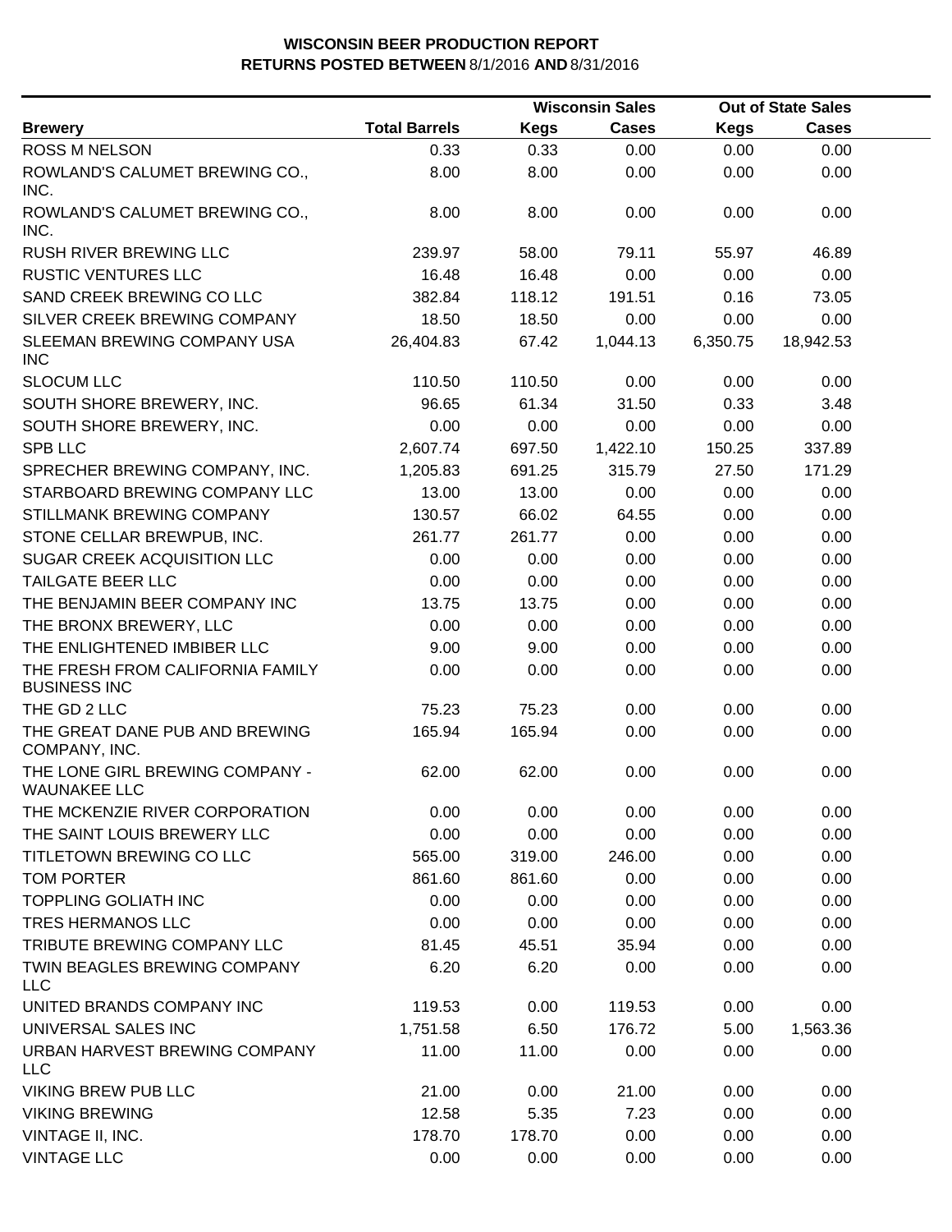**WISCONSIN BEER PRODUCTION REPORT**
**RETURNS POSTED BETWEEN** 8/1/2016 **AND** 8/31/2016

| Brewery | Total Barrels | Wisconsin Sales | | Out of State Sales | |
|---|---|---|---|---|---|
| | | Kegs | Cases | Kegs | Cases |
| ROSS M NELSON | 0.33 | 0.33 | 0.00 | 0.00 | 0.00 |
| ROWLAND'S CALUMET BREWING CO., INC. | 8.00 | 8.00 | 0.00 | 0.00 | 0.00 |
| ROWLAND'S CALUMET BREWING CO., INC. | 8.00 | 8.00 | 0.00 | 0.00 | 0.00 |
| RUSH RIVER BREWING LLC | 239.97 | 58.00 | 79.11 | 55.97 | 46.89 |
| RUSTIC VENTURES LLC | 16.48 | 16.48 | 0.00 | 0.00 | 0.00 |
| SAND CREEK BREWING CO LLC | 382.84 | 118.12 | 191.51 | 0.16 | 73.05 |
| SILVER CREEK BREWING COMPANY | 18.50 | 18.50 | 0.00 | 0.00 | 0.00 |
| SLEEMAN BREWING COMPANY USA INC | 26,404.83 | 67.42 | 1,044.13 | 6,350.75 | 18,942.53 |
| SLOCUM LLC | 110.50 | 110.50 | 0.00 | 0.00 | 0.00 |
| SOUTH SHORE BREWERY, INC. | 96.65 | 61.34 | 31.50 | 0.33 | 3.48 |
| SOUTH SHORE BREWERY, INC. | 0.00 | 0.00 | 0.00 | 0.00 | 0.00 |
| SPB LLC | 2,607.74 | 697.50 | 1,422.10 | 150.25 | 337.89 |
| SPRECHER BREWING COMPANY, INC. | 1,205.83 | 691.25 | 315.79 | 27.50 | 171.29 |
| STARBOARD BREWING COMPANY LLC | 13.00 | 13.00 | 0.00 | 0.00 | 0.00 |
| STILLMANK BREWING COMPANY | 130.57 | 66.02 | 64.55 | 0.00 | 0.00 |
| STONE CELLAR BREWPUB, INC. | 261.77 | 261.77 | 0.00 | 0.00 | 0.00 |
| SUGAR CREEK ACQUISITION LLC | 0.00 | 0.00 | 0.00 | 0.00 | 0.00 |
| TAILGATE BEER LLC | 0.00 | 0.00 | 0.00 | 0.00 | 0.00 |
| THE BENJAMIN BEER COMPANY INC | 13.75 | 13.75 | 0.00 | 0.00 | 0.00 |
| THE BRONX BREWERY, LLC | 0.00 | 0.00 | 0.00 | 0.00 | 0.00 |
| THE ENLIGHTENED IMBIBER LLC | 9.00 | 9.00 | 0.00 | 0.00 | 0.00 |
| THE FRESH FROM CALIFORNIA FAMILY BUSINESS INC | 0.00 | 0.00 | 0.00 | 0.00 | 0.00 |
| THE GD 2 LLC | 75.23 | 75.23 | 0.00 | 0.00 | 0.00 |
| THE GREAT DANE PUB AND BREWING COMPANY, INC. | 165.94 | 165.94 | 0.00 | 0.00 | 0.00 |
| THE LONE GIRL BREWING COMPANY - WAUNAKEE LLC | 62.00 | 62.00 | 0.00 | 0.00 | 0.00 |
| THE MCKENZIE RIVER CORPORATION | 0.00 | 0.00 | 0.00 | 0.00 | 0.00 |
| THE SAINT LOUIS BREWERY LLC | 0.00 | 0.00 | 0.00 | 0.00 | 0.00 |
| TITLETOWN BREWING CO LLC | 565.00 | 319.00 | 246.00 | 0.00 | 0.00 |
| TOM PORTER | 861.60 | 861.60 | 0.00 | 0.00 | 0.00 |
| TOPPLING GOLIATH INC | 0.00 | 0.00 | 0.00 | 0.00 | 0.00 |
| TRES HERMANOS LLC | 0.00 | 0.00 | 0.00 | 0.00 | 0.00 |
| TRIBUTE BREWING COMPANY LLC | 81.45 | 45.51 | 35.94 | 0.00 | 0.00 |
| TWIN BEAGLES BREWING COMPANY LLC | 6.20 | 6.20 | 0.00 | 0.00 | 0.00 |
| UNITED BRANDS COMPANY INC | 119.53 | 0.00 | 119.53 | 0.00 | 0.00 |
| UNIVERSAL SALES INC | 1,751.58 | 6.50 | 176.72 | 5.00 | 1,563.36 |
| URBAN HARVEST BREWING COMPANY LLC | 11.00 | 11.00 | 0.00 | 0.00 | 0.00 |
| VIKING BREW PUB LLC | 21.00 | 0.00 | 21.00 | 0.00 | 0.00 |
| VIKING BREWING | 12.58 | 5.35 | 7.23 | 0.00 | 0.00 |
| VINTAGE II, INC. | 178.70 | 178.70 | 0.00 | 0.00 | 0.00 |
| VINTAGE LLC | 0.00 | 0.00 | 0.00 | 0.00 | 0.00 |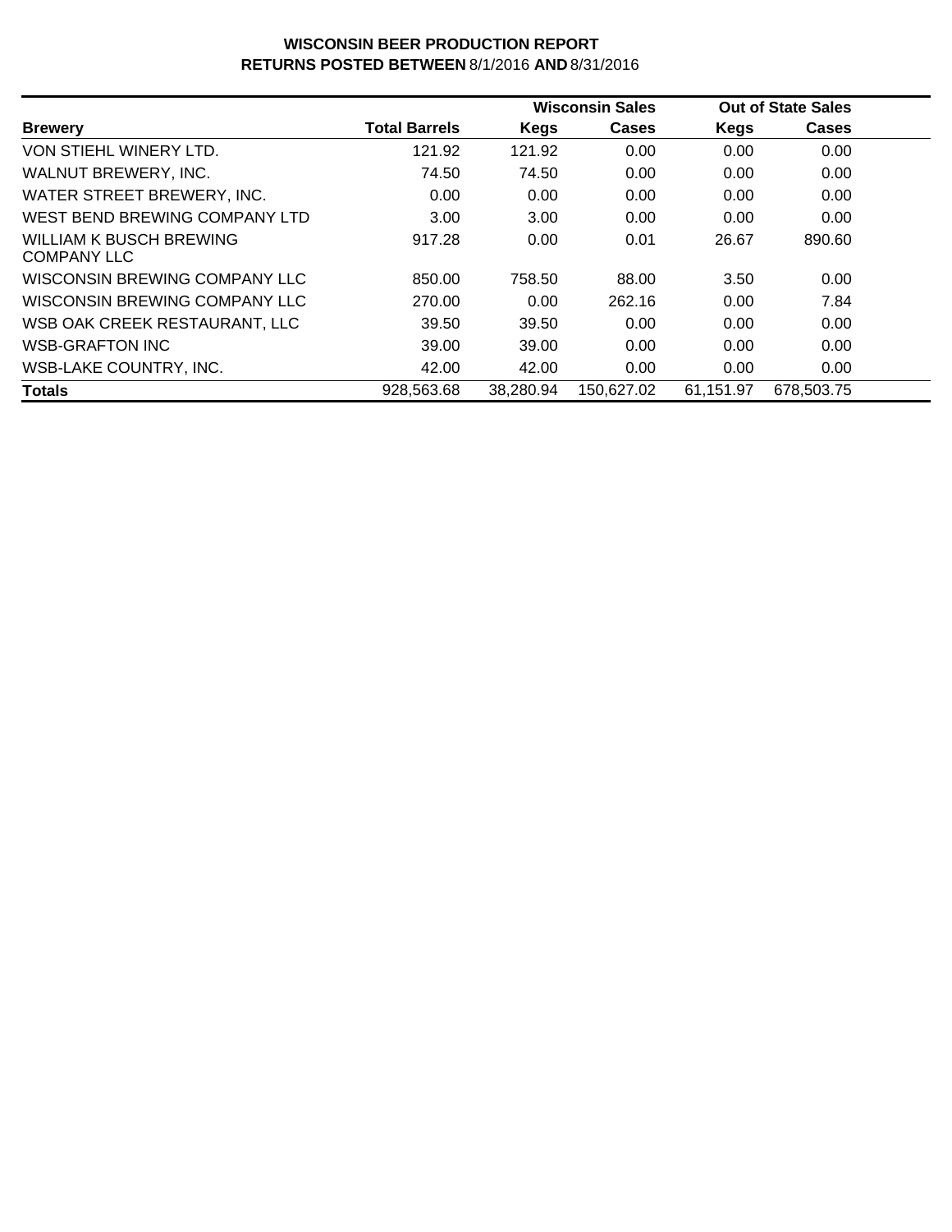**WISCONSIN BEER PRODUCTION REPORT**
**RETURNS POSTED BETWEEN** 8/1/2016 **AND** 8/31/2016

| | | Wisconsin Sales | | Out of State Sales | |
|---|---|---|---|---|---|
| **Brewery** | **Total Barrels** | **Kegs** | **Cases** | **Kegs** | **Cases** |
| VON STIEHL WINERY LTD. | 121.92 | 121.92 | 0.00 | 0.00 | 0.00 |
| WALNUT BREWERY, INC. | 74.50 | 74.50 | 0.00 | 0.00 | 0.00 |
| WATER STREET BREWERY, INC. | 0.00 | 0.00 | 0.00 | 0.00 | 0.00 |
| WEST BEND BREWING COMPANY LTD | 3.00 | 3.00 | 0.00 | 0.00 | 0.00 |
| WILLIAM K BUSCH BREWING COMPANY LLC | 917.28 | 0.00 | 0.01 | 26.67 | 890.60 |
| WISCONSIN BREWING COMPANY LLC | 850.00 | 758.50 | 88.00 | 3.50 | 0.00 |
| WISCONSIN BREWING COMPANY LLC | 270.00 | 0.00 | 262.16 | 0.00 | 7.84 |
| WSB OAK CREEK RESTAURANT, LLC | 39.50 | 39.50 | 0.00 | 0.00 | 0.00 |
| WSB-GRAFTON INC | 39.00 | 39.00 | 0.00 | 0.00 | 0.00 |
| WSB-LAKE COUNTRY, INC. | 42.00 | 42.00 | 0.00 | 0.00 | 0.00 |
| **Totals** | 928,563.68 | 38,280.94 | 150,627.02 | 61,151.97 | 678,503.75 |